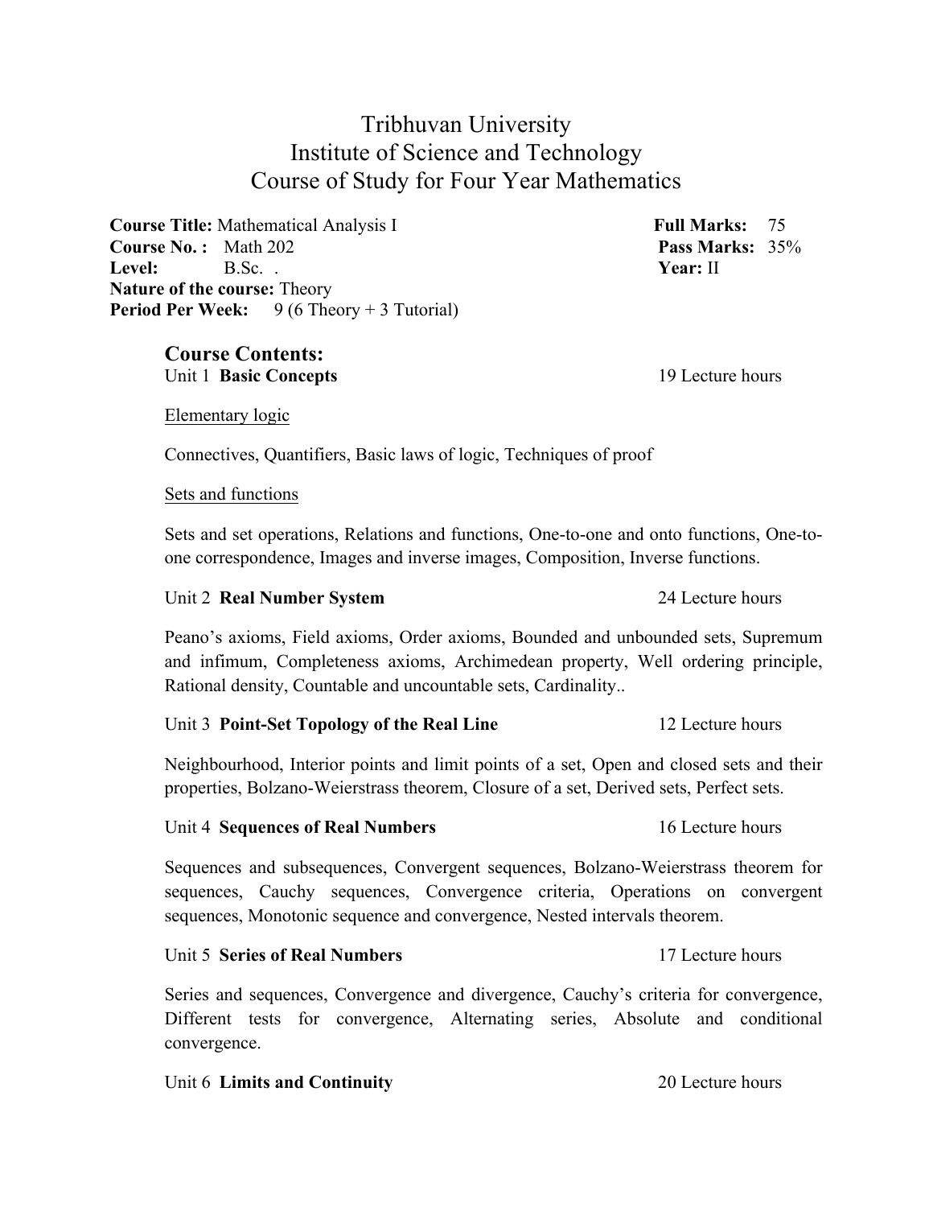# Tribhuvan University
## Institute of Science and Technology
## Course of Study for Four Year Mathematics

**Course Title:** Mathematical Analysis I  **Full Marks:** 75
**Course No. :** Math 202  **Pass Marks:** 35%
**Level:** B.Sc. .  **Year:** II
**Nature of the course:** Theory
**Period Per Week:** 9 (6 Theory + 3 Tutorial)

### Course Contents:

Unit 1 **Basic Concepts** 19 Lecture hours

Elementary logic

Connectives, Quantifiers, Basic laws of logic, Techniques of proof

Sets and functions

Sets and set operations, Relations and functions, One-to-one and onto functions, One-to-one correspondence, Images and inverse images, Composition, Inverse functions.

Unit 2 **Real Number System** 24 Lecture hours

Peano's axioms, Field axioms, Order axioms, Bounded and unbounded sets, Supremum and infimum, Completeness axioms, Archimedean property, Well ordering principle, Rational density, Countable and uncountable sets, Cardinality..

Unit 3 **Point-Set Topology of the Real Line** 12 Lecture hours

Neighbourhood, Interior points and limit points of a set, Open and closed sets and their properties, Bolzano-Weierstrass theorem, Closure of a set, Derived sets, Perfect sets.

Unit 4 **Sequences of Real Numbers** 16 Lecture hours

Sequences and subsequences, Convergent sequences, Bolzano-Weierstrass theorem for sequences, Cauchy sequences, Convergence criteria, Operations on convergent sequences, Monotonic sequence and convergence, Nested intervals theorem.

Unit 5 **Series of Real Numbers** 17 Lecture hours

Series and sequences, Convergence and divergence, Cauchy's criteria for convergence, Different tests for convergence, Alternating series, Absolute and conditional convergence.

Unit 6 **Limits and Continuity** 20 Lecture hours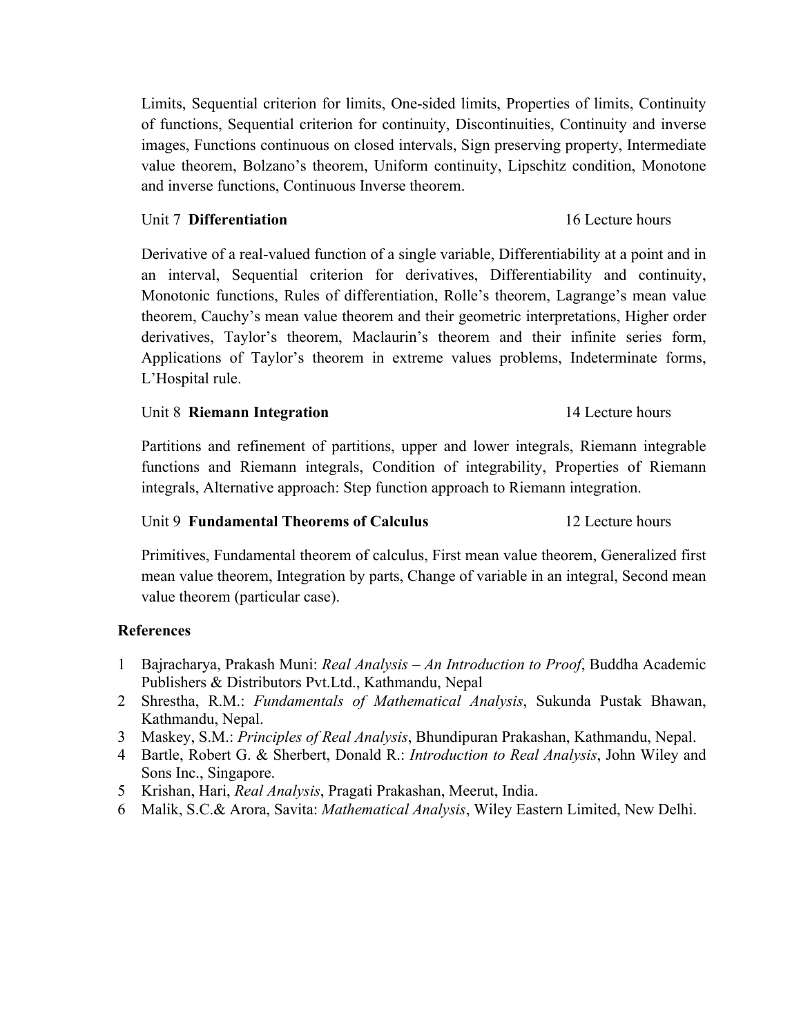Limits, Sequential criterion for limits, One-sided limits, Properties of limits, Continuity of functions, Sequential criterion for continuity, Discontinuities, Continuity and inverse images, Functions continuous on closed intervals, Sign preserving property, Intermediate value theorem, Bolzano's theorem, Uniform continuity, Lipschitz condition, Monotone and inverse functions, Continuous Inverse theorem.

Unit 7 **Differentiation** 16 Lecture hours

Derivative of a real-valued function of a single variable, Differentiability at a point and in an interval, Sequential criterion for derivatives, Differentiability and continuity, Monotonic functions, Rules of differentiation, Rolle's theorem, Lagrange's mean value theorem, Cauchy's mean value theorem and their geometric interpretations, Higher order derivatives, Taylor's theorem, Maclaurin's theorem and their infinite series form, Applications of Taylor's theorem in extreme values problems, Indeterminate forms, L'Hospital rule.

Unit 8 **Riemann Integration** 14 Lecture hours

Partitions and refinement of partitions, upper and lower integrals, Riemann integrable functions and Riemann integrals, Condition of integrability, Properties of Riemann integrals, Alternative approach: Step function approach to Riemann integration.

Unit 9 **Fundamental Theorems of Calculus** 12 Lecture hours

Primitives, Fundamental theorem of calculus, First mean value theorem, Generalized first mean value theorem, Integration by parts, Change of variable in an integral, Second mean value theorem (particular case).

**References**

1. Bajracharya, Prakash Muni: *Real Analysis – An Introduction to Proof*, Buddha Academic Publishers & Distributors Pvt.Ltd., Kathmandu, Nepal
2. Shrestha, R.M.: *Fundamentals of Mathematical Analysis*, Sukunda Pustak Bhawan, Kathmandu, Nepal.
3. Maskey, S.M.: *Principles of Real Analysis*, Bhundipuran Prakashan, Kathmandu, Nepal.
4. Bartle, Robert G. & Sherbert, Donald R.: *Introduction to Real Analysis*, John Wiley and Sons Inc., Singapore.
5. Krishan, Hari, *Real Analysis*, Pragati Prakashan, Meerut, India.
6. Malik, S.C.& Arora, Savita: *Mathematical Analysis*, Wiley Eastern Limited, New Delhi.